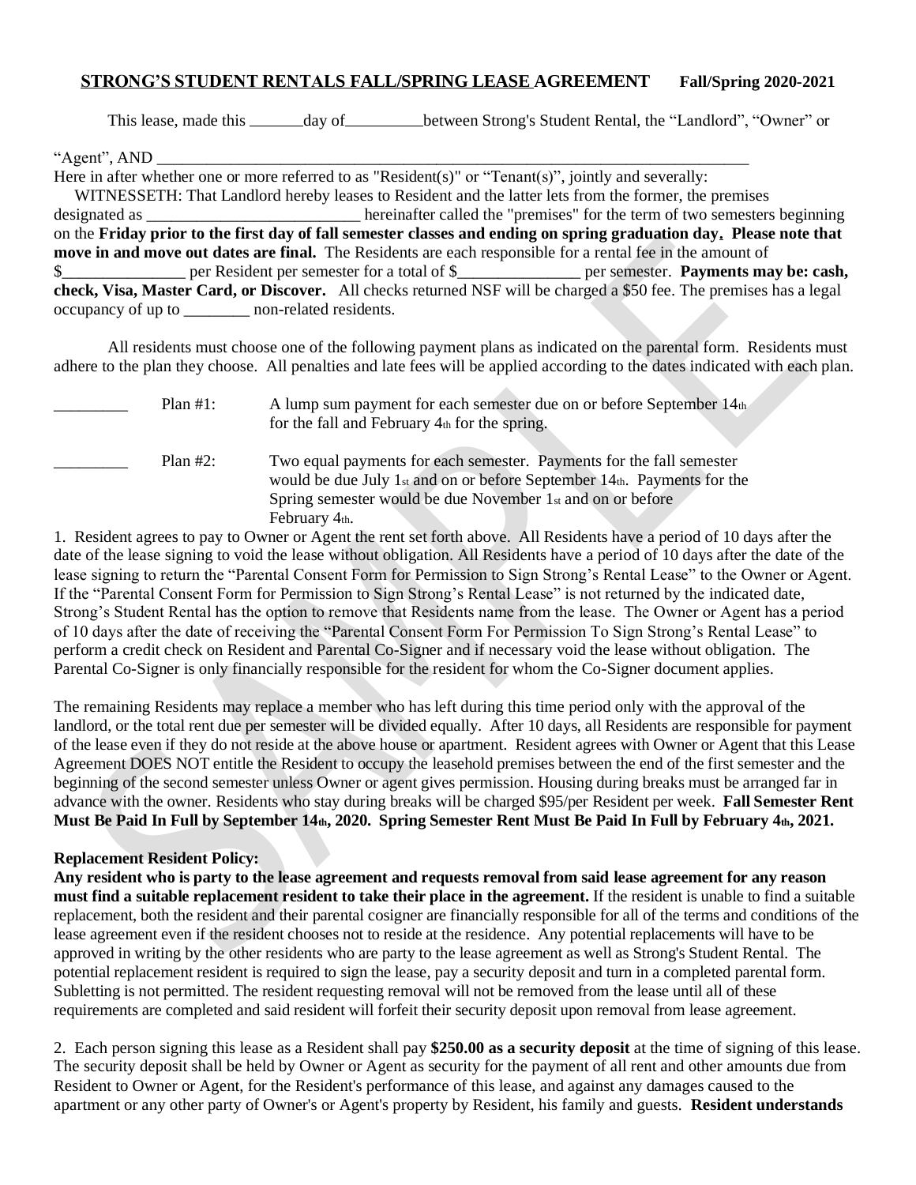## **STRONG'S STUDENT RENTALS FALL/SPRING LEASE AGREEMENT** **Fall/Spring 2020-2021**

This lease, made this _______day of__________between Strong's Student Rental, the "Landlord", "Owner" or "Agent", AND ___________________________________________________________________________

Here in after whether one or more referred to as "Resident(s)" or "Tenant(s)", jointly and severally:

WITNESSETH: That Landlord hereby leases to Resident and the latter lets from the former, the premises designated as __________________________ hereinafter called the "premises" for the term of two semesters beginning on the **Friday prior to the first day of fall semester classes and ending on spring graduation day. Please note that move in and move out dates are final.** The Residents are each responsible for a rental fee in the amount of $_______________ per Resident per semester for a total of $_______________ per semester. **Payments may be: cash, check, Visa, Master Card, or Discover.** All checks returned NSF will be charged a $50 fee. The premises has a legal occupancy of up to ________ non-related residents.

All residents must choose one of the following payment plans as indicated on the parental form. Residents must adhere to the plan they choose. All penalties and late fees will be applied according to the dates indicated with each plan.

_________ Plan #1: A lump sum payment for each semester due on or before September 14th for the fall and February 4th for the spring.

_________ Plan #2: Two equal payments for each semester. Payments for the fall semester would be due July 1st and on or before September 14th. Payments for the Spring semester would be due November 1st and on or before February 4th.

1. Resident agrees to pay to Owner or Agent the rent set forth above. All Residents have a period of 10 days after the date of the lease signing to void the lease without obligation. All Residents have a period of 10 days after the date of the lease signing to return the "Parental Consent Form for Permission to Sign Strong's Rental Lease" to the Owner or Agent. If the "Parental Consent Form for Permission to Sign Strong's Rental Lease" is not returned by the indicated date, Strong's Student Rental has the option to remove that Residents name from the lease. The Owner or Agent has a period of 10 days after the date of receiving the "Parental Consent Form For Permission To Sign Strong's Rental Lease" to perform a credit check on Resident and Parental Co-Signer and if necessary void the lease without obligation. The Parental Co-Signer is only financially responsible for the resident for whom the Co-Signer document applies.

The remaining Residents may replace a member who has left during this time period only with the approval of the landlord, or the total rent due per semester will be divided equally. After 10 days, all Residents are responsible for payment of the lease even if they do not reside at the above house or apartment. Resident agrees with Owner or Agent that this Lease Agreement DOES NOT entitle the Resident to occupy the leasehold premises between the end of the first semester and the beginning of the second semester unless Owner or agent gives permission. Housing during breaks must be arranged far in advance with the owner. Residents who stay during breaks will be charged $95/per Resident per week. **Fall Semester Rent Must Be Paid In Full by September 14th, 2020. Spring Semester Rent Must Be Paid In Full by February 4th, 2021.**

**Replacement Resident Policy:**

**Any resident who is party to the lease agreement and requests removal from said lease agreement for any reason must find a suitable replacement resident to take their place in the agreement.** If the resident is unable to find a suitable replacement, both the resident and their parental cosigner are financially responsible for all of the terms and conditions of the lease agreement even if the resident chooses not to reside at the residence. Any potential replacements will have to be approved in writing by the other residents who are party to the lease agreement as well as Strong's Student Rental. The potential replacement resident is required to sign the lease, pay a security deposit and turn in a completed parental form. Subletting is not permitted. The resident requesting removal will not be removed from the lease until all of these requirements are completed and said resident will forfeit their security deposit upon removal from lease agreement.

2. Each person signing this lease as a Resident shall pay **$250.00 as a security deposit** at the time of signing of this lease. The security deposit shall be held by Owner or Agent as security for the payment of all rent and other amounts due from Resident to Owner or Agent, for the Resident's performance of this lease, and against any damages caused to the apartment or any other party of Owner's or Agent's property by Resident, his family and guests. **Resident understands**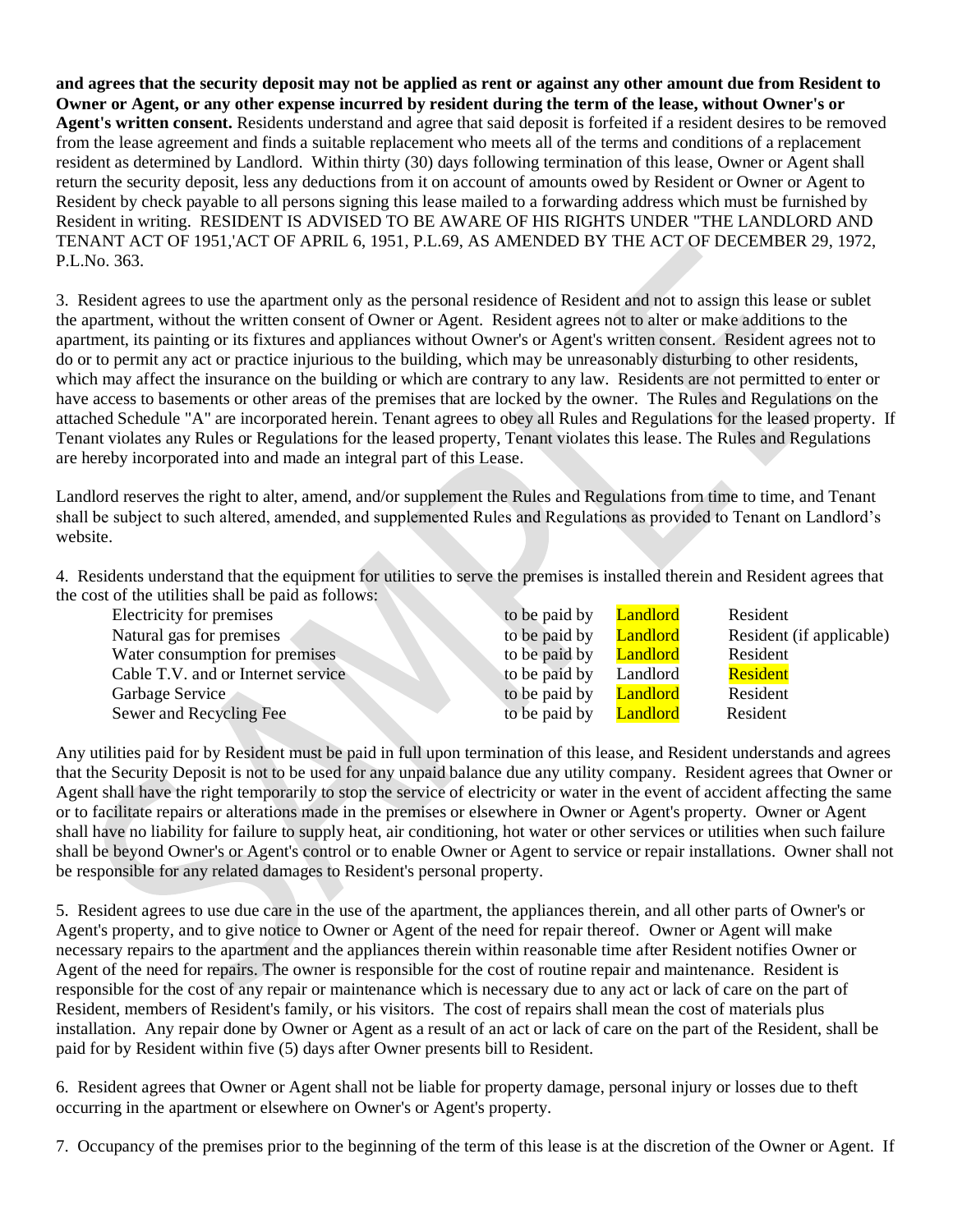**and agrees that the security deposit may not be applied as rent or against any other amount due from Resident to Owner or Agent, or any other expense incurred by resident during the term of the lease, without Owner's or Agent's written consent.** Residents understand and agree that said deposit is forfeited if a resident desires to be removed from the lease agreement and finds a suitable replacement who meets all of the terms and conditions of a replacement resident as determined by Landlord. Within thirty (30) days following termination of this lease, Owner or Agent shall return the security deposit, less any deductions from it on account of amounts owed by Resident or Owner or Agent to Resident by check payable to all persons signing this lease mailed to a forwarding address which must be furnished by Resident in writing. RESIDENT IS ADVISED TO BE AWARE OF HIS RIGHTS UNDER "THE LANDLORD AND TENANT ACT OF 1951,'ACT OF APRIL 6, 1951, P.L.69, AS AMENDED BY THE ACT OF DECEMBER 29, 1972, P.L.No. 363.

3. Resident agrees to use the apartment only as the personal residence of Resident and not to assign this lease or sublet the apartment, without the written consent of Owner or Agent. Resident agrees not to alter or make additions to the apartment, its painting or its fixtures and appliances without Owner's or Agent's written consent. Resident agrees not to do or to permit any act or practice injurious to the building, which may be unreasonably disturbing to other residents, which may affect the insurance on the building or which are contrary to any law. Residents are not permitted to enter or have access to basements or other areas of the premises that are locked by the owner. The Rules and Regulations on the attached Schedule "A" are incorporated herein. Tenant agrees to obey all Rules and Regulations for the leased property. If Tenant violates any Rules or Regulations for the leased property, Tenant violates this lease. The Rules and Regulations are hereby incorporated into and made an integral part of this Lease.

Landlord reserves the right to alter, amend, and/or supplement the Rules and Regulations from time to time, and Tenant shall be subject to such altered, amended, and supplemented Rules and Regulations as provided to Tenant on Landlord's website.

4. Residents understand that the equipment for utilities to serve the premises is installed therein and Resident agrees that the cost of the utilities shall be paid as follows:

| | | | |
|---|---|---|---|
| Electricity for premises | to be paid by | Landlord | Resident |
| Natural gas for premises | to be paid by | Landlord | Resident (if applicable) |
| Water consumption for premises | to be paid by | Landlord | Resident |
| Cable T.V. and or Internet service | to be paid by | Landlord | Resident |
| Garbage Service | to be paid by | Landlord | Resident |
| Sewer and Recycling Fee | to be paid by | Landlord | Resident |

Any utilities paid for by Resident must be paid in full upon termination of this lease, and Resident understands and agrees that the Security Deposit is not to be used for any unpaid balance due any utility company. Resident agrees that Owner or Agent shall have the right temporarily to stop the service of electricity or water in the event of accident affecting the same or to facilitate repairs or alterations made in the premises or elsewhere in Owner or Agent's property. Owner or Agent shall have no liability for failure to supply heat, air conditioning, hot water or other services or utilities when such failure shall be beyond Owner's or Agent's control or to enable Owner or Agent to service or repair installations. Owner shall not be responsible for any related damages to Resident's personal property.

5. Resident agrees to use due care in the use of the apartment, the appliances therein, and all other parts of Owner's or Agent's property, and to give notice to Owner or Agent of the need for repair thereof. Owner or Agent will make necessary repairs to the apartment and the appliances therein within reasonable time after Resident notifies Owner or Agent of the need for repairs. The owner is responsible for the cost of routine repair and maintenance. Resident is responsible for the cost of any repair or maintenance which is necessary due to any act or lack of care on the part of Resident, members of Resident's family, or his visitors. The cost of repairs shall mean the cost of materials plus installation. Any repair done by Owner or Agent as a result of an act or lack of care on the part of the Resident, shall be paid for by Resident within five (5) days after Owner presents bill to Resident.

6. Resident agrees that Owner or Agent shall not be liable for property damage, personal injury or losses due to theft occurring in the apartment or elsewhere on Owner's or Agent's property.

7. Occupancy of the premises prior to the beginning of the term of this lease is at the discretion of the Owner or Agent. If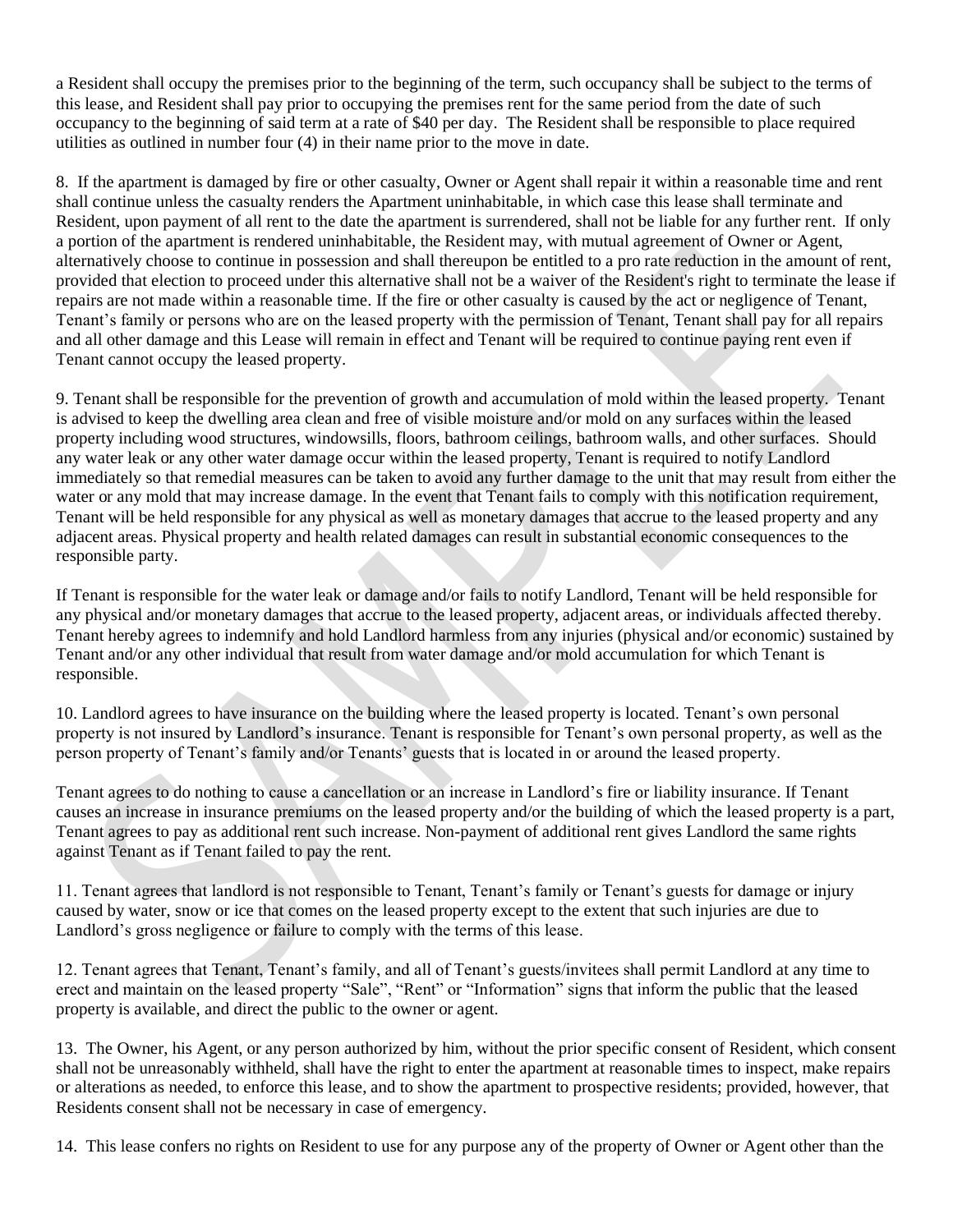a Resident shall occupy the premises prior to the beginning of the term, such occupancy shall be subject to the terms of this lease, and Resident shall pay prior to occupying the premises rent for the same period from the date of such occupancy to the beginning of said term at a rate of $40 per day. The Resident shall be responsible to place required utilities as outlined in number four (4) in their name prior to the move in date.

8. If the apartment is damaged by fire or other casualty, Owner or Agent shall repair it within a reasonable time and rent shall continue unless the casualty renders the Apartment uninhabitable, in which case this lease shall terminate and Resident, upon payment of all rent to the date the apartment is surrendered, shall not be liable for any further rent. If only a portion of the apartment is rendered uninhabitable, the Resident may, with mutual agreement of Owner or Agent, alternatively choose to continue in possession and shall thereupon be entitled to a pro rate reduction in the amount of rent, provided that election to proceed under this alternative shall not be a waiver of the Resident's right to terminate the lease if repairs are not made within a reasonable time. If the fire or other casualty is caused by the act or negligence of Tenant, Tenant's family or persons who are on the leased property with the permission of Tenant, Tenant shall pay for all repairs and all other damage and this Lease will remain in effect and Tenant will be required to continue paying rent even if Tenant cannot occupy the leased property.

9. Tenant shall be responsible for the prevention of growth and accumulation of mold within the leased property. Tenant is advised to keep the dwelling area clean and free of visible moisture and/or mold on any surfaces within the leased property including wood structures, windowsills, floors, bathroom ceilings, bathroom walls, and other surfaces. Should any water leak or any other water damage occur within the leased property, Tenant is required to notify Landlord immediately so that remedial measures can be taken to avoid any further damage to the unit that may result from either the water or any mold that may increase damage. In the event that Tenant fails to comply with this notification requirement, Tenant will be held responsible for any physical as well as monetary damages that accrue to the leased property and any adjacent areas. Physical property and health related damages can result in substantial economic consequences to the responsible party.

If Tenant is responsible for the water leak or damage and/or fails to notify Landlord, Tenant will be held responsible for any physical and/or monetary damages that accrue to the leased property, adjacent areas, or individuals affected thereby. Tenant hereby agrees to indemnify and hold Landlord harmless from any injuries (physical and/or economic) sustained by Tenant and/or any other individual that result from water damage and/or mold accumulation for which Tenant is responsible.

10. Landlord agrees to have insurance on the building where the leased property is located. Tenant's own personal property is not insured by Landlord's insurance. Tenant is responsible for Tenant's own personal property, as well as the person property of Tenant's family and/or Tenants' guests that is located in or around the leased property.

Tenant agrees to do nothing to cause a cancellation or an increase in Landlord's fire or liability insurance. If Tenant causes an increase in insurance premiums on the leased property and/or the building of which the leased property is a part, Tenant agrees to pay as additional rent such increase. Non-payment of additional rent gives Landlord the same rights against Tenant as if Tenant failed to pay the rent.

11. Tenant agrees that landlord is not responsible to Tenant, Tenant's family or Tenant's guests for damage or injury caused by water, snow or ice that comes on the leased property except to the extent that such injuries are due to Landlord's gross negligence or failure to comply with the terms of this lease.

12. Tenant agrees that Tenant, Tenant's family, and all of Tenant's guests/invitees shall permit Landlord at any time to erect and maintain on the leased property "Sale", "Rent" or "Information" signs that inform the public that the leased property is available, and direct the public to the owner or agent.

13. The Owner, his Agent, or any person authorized by him, without the prior specific consent of Resident, which consent shall not be unreasonably withheld, shall have the right to enter the apartment at reasonable times to inspect, make repairs or alterations as needed, to enforce this lease, and to show the apartment to prospective residents; provided, however, that Residents consent shall not be necessary in case of emergency.

14. This lease confers no rights on Resident to use for any purpose any of the property of Owner or Agent other than the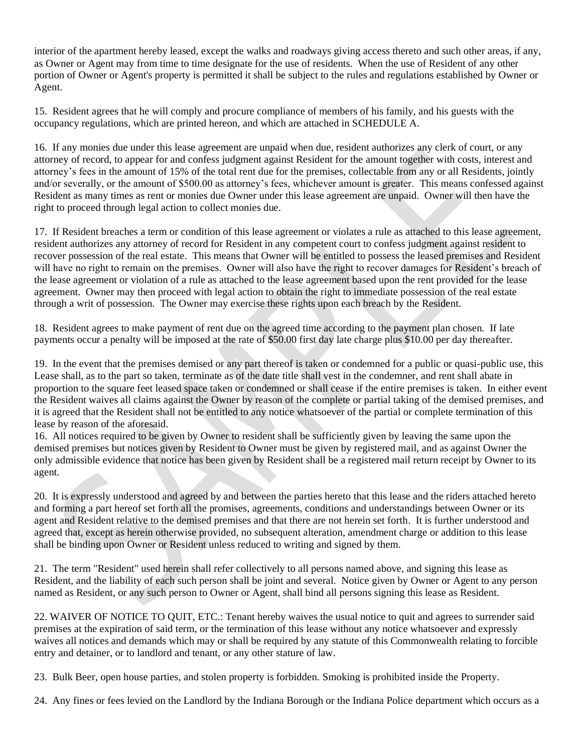interior of the apartment hereby leased, except the walks and roadways giving access thereto and such other areas, if any, as Owner or Agent may from time to time designate for the use of residents. When the use of Resident of any other portion of Owner or Agent's property is permitted it shall be subject to the rules and regulations established by Owner or Agent.

15. Resident agrees that he will comply and procure compliance of members of his family, and his guests with the occupancy regulations, which are printed hereon, and which are attached in SCHEDULE A.

16. If any monies due under this lease agreement are unpaid when due, resident authorizes any clerk of court, or any attorney of record, to appear for and confess judgment against Resident for the amount together with costs, interest and attorney's fees in the amount of 15% of the total rent due for the premises, collectable from any or all Residents, jointly and/or severally, or the amount of $500.00 as attorney's fees, whichever amount is greater. This means confessed against Resident as many times as rent or monies due Owner under this lease agreement are unpaid. Owner will then have the right to proceed through legal action to collect monies due.

17. If Resident breaches a term or condition of this lease agreement or violates a rule as attached to this lease agreement, resident authorizes any attorney of record for Resident in any competent court to confess judgment against resident to recover possession of the real estate. This means that Owner will be entitled to possess the leased premises and Resident will have no right to remain on the premises. Owner will also have the right to recover damages for Resident's breach of the lease agreement or violation of a rule as attached to the lease agreement based upon the rent provided for the lease agreement. Owner may then proceed with legal action to obtain the right to immediate possession of the real estate through a writ of possession. The Owner may exercise these rights upon each breach by the Resident.

18. Resident agrees to make payment of rent due on the agreed time according to the payment plan chosen. If late payments occur a penalty will be imposed at the rate of $50.00 first day late charge plus $10.00 per day thereafter.

19. In the event that the premises demised or any part thereof is taken or condemned for a public or quasi-public use, this Lease shall, as to the part so taken, terminate as of the date title shall vest in the condemner, and rent shall abate in proportion to the square feet leased space taken or condemned or shall cease if the entire premises is taken. In either event the Resident waives all claims against the Owner by reason of the complete or partial taking of the demised premises, and it is agreed that the Resident shall not be entitled to any notice whatsoever of the partial or complete termination of this lease by reason of the aforesaid.

16. All notices required to be given by Owner to resident shall be sufficiently given by leaving the same upon the demised premises but notices given by Resident to Owner must be given by registered mail, and as against Owner the only admissible evidence that notice has been given by Resident shall be a registered mail return receipt by Owner to its agent.

20. It is expressly understood and agreed by and between the parties hereto that this lease and the riders attached hereto and forming a part hereof set forth all the promises, agreements, conditions and understandings between Owner or its agent and Resident relative to the demised premises and that there are not herein set forth. It is further understood and agreed that, except as herein otherwise provided, no subsequent alteration, amendment charge or addition to this lease shall be binding upon Owner or Resident unless reduced to writing and signed by them.

21. The term "Resident" used herein shall refer collectively to all persons named above, and signing this lease as Resident, and the liability of each such person shall be joint and several. Notice given by Owner or Agent to any person named as Resident, or any such person to Owner or Agent, shall bind all persons signing this lease as Resident.

22. WAIVER OF NOTICE TO QUIT, ETC.: Tenant hereby waives the usual notice to quit and agrees to surrender said premises at the expiration of said term, or the termination of this lease without any notice whatsoever and expressly waives all notices and demands which may or shall be required by any statute of this Commonwealth relating to forcible entry and detainer, or to landlord and tenant, or any other stature of law.

23. Bulk Beer, open house parties, and stolen property is forbidden. Smoking is prohibited inside the Property.

24. Any fines or fees levied on the Landlord by the Indiana Borough or the Indiana Police department which occurs as a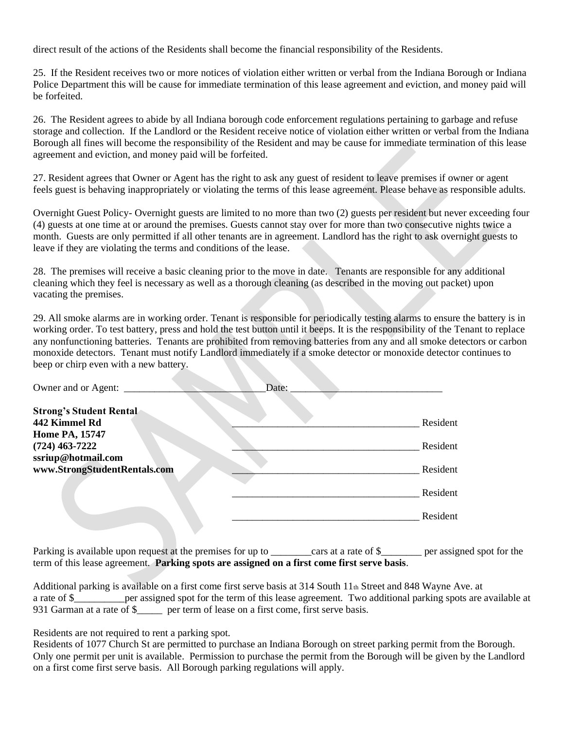direct result of the actions of the Residents shall become the financial responsibility of the Residents.

25. If the Resident receives two or more notices of violation either written or verbal from the Indiana Borough or Indiana Police Department this will be cause for immediate termination of this lease agreement and eviction, and money paid will be forfeited.

26. The Resident agrees to abide by all Indiana borough code enforcement regulations pertaining to garbage and refuse storage and collection. If the Landlord or the Resident receive notice of violation either written or verbal from the Indiana Borough all fines will become the responsibility of the Resident and may be cause for immediate termination of this lease agreement and eviction, and money paid will be forfeited.

27. Resident agrees that Owner or Agent has the right to ask any guest of resident to leave premises if owner or agent feels guest is behaving inappropriately or violating the terms of this lease agreement. Please behave as responsible adults.

Overnight Guest Policy- Overnight guests are limited to no more than two (2) guests per resident but never exceeding four (4) guests at one time at or around the premises. Guests cannot stay over for more than two consecutive nights twice a month. Guests are only permitted if all other tenants are in agreement. Landlord has the right to ask overnight guests to leave if they are violating the terms and conditions of the lease.

28. The premises will receive a basic cleaning prior to the move in date. Tenants are responsible for any additional cleaning which they feel is necessary as well as a thorough cleaning (as described in the moving out packet) upon vacating the premises.

29. All smoke alarms are in working order. Tenant is responsible for periodically testing alarms to ensure the battery is in working order. To test battery, press and hold the test button until it beeps. It is the responsibility of the Tenant to replace any nonfunctioning batteries. Tenants are prohibited from removing batteries from any and all smoke detectors or carbon monoxide detectors. Tenant must notify Landlord immediately if a smoke detector or monoxide detector continues to beep or chirp even with a new battery.

Owner and or Agent: ____________________________Date: ______________________________

**Strong's Student Rental**
**442 Kimmel Rd**
**Home PA, 15747**
**(724) 463-7222**
**ssriup@hotmail.com**
**www.StrongStudentRentals.com**

_____________________________________ Resident

_____________________________________ Resident

_____________________________________ Resident

_____________________________________ Resident

_____________________________________ Resident

Parking is available upon request at the premises for up to ________cars at a rate of $________ per assigned spot for the term of this lease agreement. **Parking spots are assigned on a first come first serve basis**.

Additional parking is available on a first come first serve basis at 314 South 11th Street and 848 Wayne Ave. at a rate of $__________per assigned spot for the term of this lease agreement. Two additional parking spots are available at 931 Garman at a rate of $_____ per term of lease on a first come, first serve basis.

Residents are not required to rent a parking spot.
Residents of 1077 Church St are permitted to purchase an Indiana Borough on street parking permit from the Borough. Only one permit per unit is available. Permission to purchase the permit from the Borough will be given by the Landlord on a first come first serve basis. All Borough parking regulations will apply.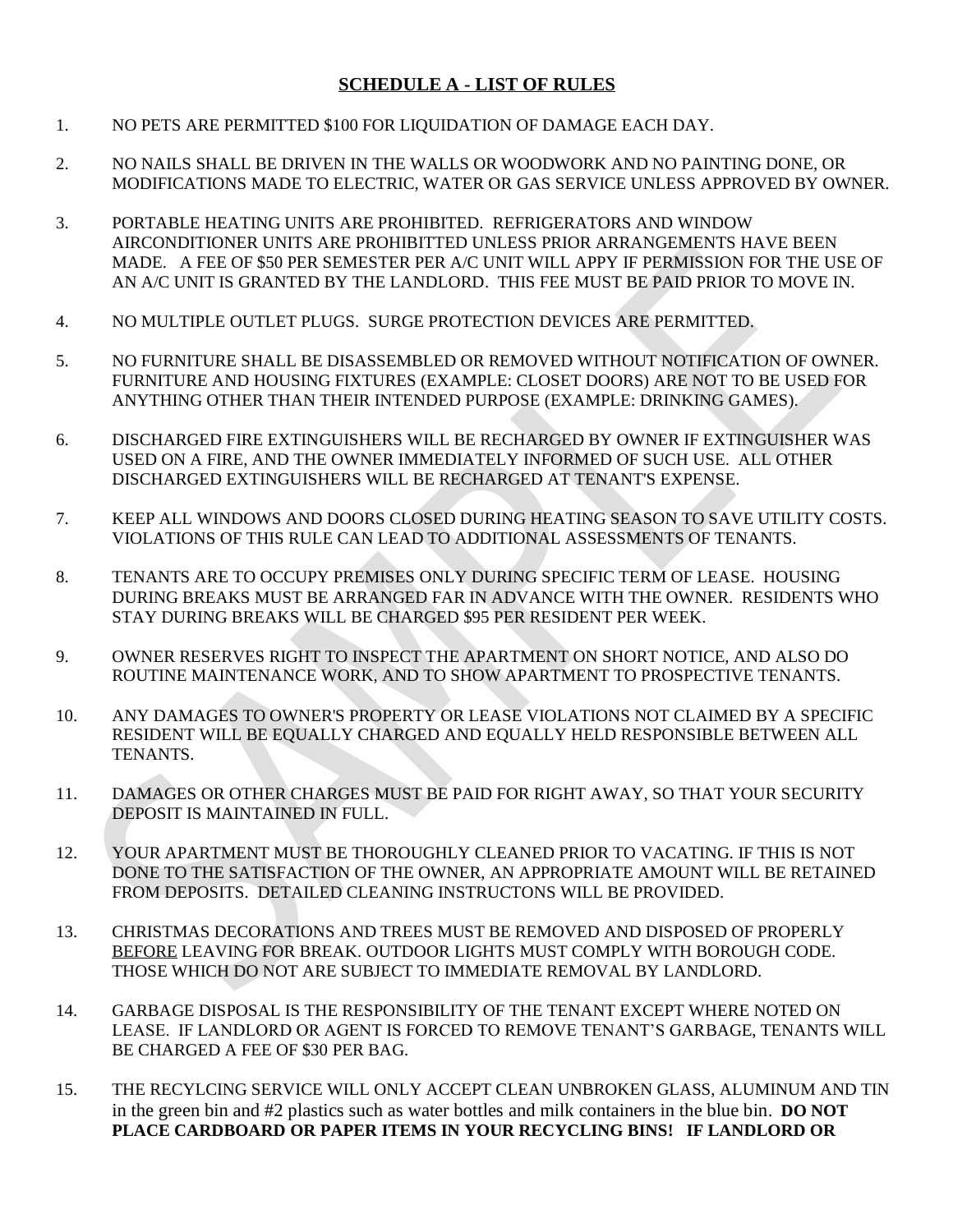## SCHEDULE A - LIST OF RULES

1. NO PETS ARE PERMITTED $100 FOR LIQUIDATION OF DAMAGE EACH DAY.

2. NO NAILS SHALL BE DRIVEN IN THE WALLS OR WOODWORK AND NO PAINTING DONE, OR MODIFICATIONS MADE TO ELECTRIC, WATER OR GAS SERVICE UNLESS APPROVED BY OWNER.

3. PORTABLE HEATING UNITS ARE PROHIBITED. REFRIGERATORS AND WINDOW AIRCONDITIONER UNITS ARE PROHIBITTED UNLESS PRIOR ARRANGEMENTS HAVE BEEN MADE. A FEE OF $50 PER SEMESTER PER A/C UNIT WILL APPY IF PERMISSION FOR THE USE OF AN A/C UNIT IS GRANTED BY THE LANDLORD. THIS FEE MUST BE PAID PRIOR TO MOVE IN.

4. NO MULTIPLE OUTLET PLUGS. SURGE PROTECTION DEVICES ARE PERMITTED.

5. NO FURNITURE SHALL BE DISASSEMBLED OR REMOVED WITHOUT NOTIFICATION OF OWNER. FURNITURE AND HOUSING FIXTURES (EXAMPLE: CLOSET DOORS) ARE NOT TO BE USED FOR ANYTHING OTHER THAN THEIR INTENDED PURPOSE (EXAMPLE: DRINKING GAMES).

6. DISCHARGED FIRE EXTINGUISHERS WILL BE RECHARGED BY OWNER IF EXTINGUISHER WAS USED ON A FIRE, AND THE OWNER IMMEDIATELY INFORMED OF SUCH USE. ALL OTHER DISCHARGED EXTINGUISHERS WILL BE RECHARGED AT TENANT'S EXPENSE.

7. KEEP ALL WINDOWS AND DOORS CLOSED DURING HEATING SEASON TO SAVE UTILITY COSTS. VIOLATIONS OF THIS RULE CAN LEAD TO ADDITIONAL ASSESSMENTS OF TENANTS.

8. TENANTS ARE TO OCCUPY PREMISES ONLY DURING SPECIFIC TERM OF LEASE. HOUSING DURING BREAKS MUST BE ARRANGED FAR IN ADVANCE WITH THE OWNER. RESIDENTS WHO STAY DURING BREAKS WILL BE CHARGED $95 PER RESIDENT PER WEEK.

9. OWNER RESERVES RIGHT TO INSPECT THE APARTMENT ON SHORT NOTICE, AND ALSO DO ROUTINE MAINTENANCE WORK, AND TO SHOW APARTMENT TO PROSPECTIVE TENANTS.

10. ANY DAMAGES TO OWNER'S PROPERTY OR LEASE VIOLATIONS NOT CLAIMED BY A SPECIFIC RESIDENT WILL BE EQUALLY CHARGED AND EQUALLY HELD RESPONSIBLE BETWEEN ALL TENANTS.

11. DAMAGES OR OTHER CHARGES MUST BE PAID FOR RIGHT AWAY, SO THAT YOUR SECURITY DEPOSIT IS MAINTAINED IN FULL.

12. YOUR APARTMENT MUST BE THOROUGHLY CLEANED PRIOR TO VACATING. IF THIS IS NOT DONE TO THE SATISFACTION OF THE OWNER, AN APPROPRIATE AMOUNT WILL BE RETAINED FROM DEPOSITS. DETAILED CLEANING INSTRUCTONS WILL BE PROVIDED.

13. CHRISTMAS DECORATIONS AND TREES MUST BE REMOVED AND DISPOSED OF PROPERLY BEFORE LEAVING FOR BREAK. OUTDOOR LIGHTS MUST COMPLY WITH BOROUGH CODE. THOSE WHICH DO NOT ARE SUBJECT TO IMMEDIATE REMOVAL BY LANDLORD.

14. GARBAGE DISPOSAL IS THE RESPONSIBILITY OF THE TENANT EXCEPT WHERE NOTED ON LEASE. IF LANDLORD OR AGENT IS FORCED TO REMOVE TENANT'S GARBAGE, TENANTS WILL BE CHARGED A FEE OF $30 PER BAG.

15. THE RECYLCING SERVICE WILL ONLY ACCEPT CLEAN UNBROKEN GLASS, ALUMINUM AND TIN in the green bin and #2 plastics such as water bottles and milk containers in the blue bin. **DO NOT PLACE CARDBOARD OR PAPER ITEMS IN YOUR RECYCLING BINS! IF LANDLORD OR**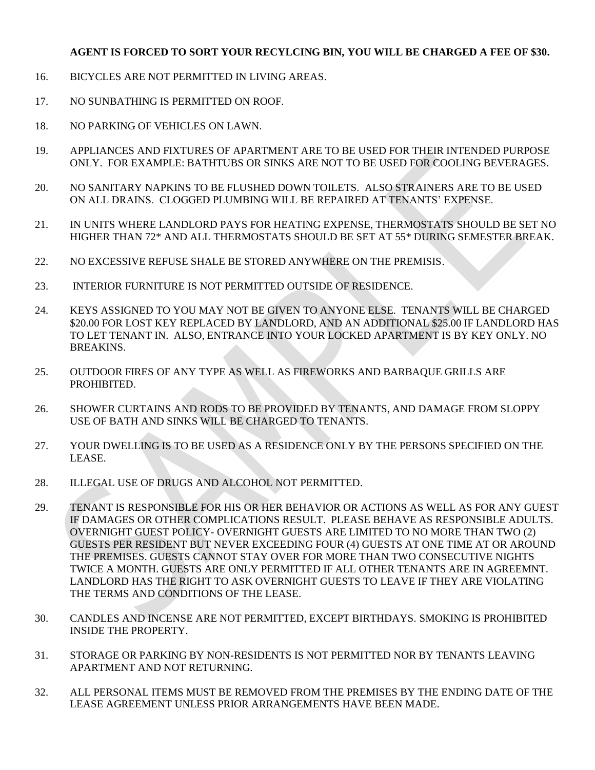**AGENT IS FORCED TO SORT YOUR RECYLCING BIN, YOU WILL BE CHARGED A FEE OF $30.**

16. BICYCLES ARE NOT PERMITTED IN LIVING AREAS.

17. NO SUNBATHING IS PERMITTED ON ROOF.

18. NO PARKING OF VEHICLES ON LAWN.

19. APPLIANCES AND FIXTURES OF APARTMENT ARE TO BE USED FOR THEIR INTENDED PURPOSE ONLY. FOR EXAMPLE: BATHTUBS OR SINKS ARE NOT TO BE USED FOR COOLING BEVERAGES.

20. NO SANITARY NAPKINS TO BE FLUSHED DOWN TOILETS. ALSO STRAINERS ARE TO BE USED ON ALL DRAINS. CLOGGED PLUMBING WILL BE REPAIRED AT TENANTS' EXPENSE.

21. IN UNITS WHERE LANDLORD PAYS FOR HEATING EXPENSE, THERMOSTATS SHOULD BE SET NO HIGHER THAN 72* AND ALL THERMOSTATS SHOULD BE SET AT 55* DURING SEMESTER BREAK.

22. NO EXCESSIVE REFUSE SHALE BE STORED ANYWHERE ON THE PREMISIS.

23. INTERIOR FURNITURE IS NOT PERMITTED OUTSIDE OF RESIDENCE.

24. KEYS ASSIGNED TO YOU MAY NOT BE GIVEN TO ANYONE ELSE. TENANTS WILL BE CHARGED $20.00 FOR LOST KEY REPLACED BY LANDLORD, AND AN ADDITIONAL $25.00 IF LANDLORD HAS TO LET TENANT IN. ALSO, ENTRANCE INTO YOUR LOCKED APARTMENT IS BY KEY ONLY. NO BREAKINS.

25. OUTDOOR FIRES OF ANY TYPE AS WELL AS FIREWORKS AND BARBAQUE GRILLS ARE PROHIBITED.

26. SHOWER CURTAINS AND RODS TO BE PROVIDED BY TENANTS, AND DAMAGE FROM SLOPPY USE OF BATH AND SINKS WILL BE CHARGED TO TENANTS.

27. YOUR DWELLING IS TO BE USED AS A RESIDENCE ONLY BY THE PERSONS SPECIFIED ON THE LEASE.

28. ILLEGAL USE OF DRUGS AND ALCOHOL NOT PERMITTED.

29. TENANT IS RESPONSIBLE FOR HIS OR HER BEHAVIOR OR ACTIONS AS WELL AS FOR ANY GUEST IF DAMAGES OR OTHER COMPLICATIONS RESULT. PLEASE BEHAVE AS RESPONSIBLE ADULTS. OVERNIGHT GUEST POLICY- OVERNIGHT GUESTS ARE LIMITED TO NO MORE THAN TWO (2) GUESTS PER RESIDENT BUT NEVER EXCEEDING FOUR (4) GUESTS AT ONE TIME AT OR AROUND THE PREMISES. GUESTS CANNOT STAY OVER FOR MORE THAN TWO CONSECUTIVE NIGHTS TWICE A MONTH. GUESTS ARE ONLY PERMITTED IF ALL OTHER TENANTS ARE IN AGREEMNT. LANDLORD HAS THE RIGHT TO ASK OVERNIGHT GUESTS TO LEAVE IF THEY ARE VIOLATING THE TERMS AND CONDITIONS OF THE LEASE.

30. CANDLES AND INCENSE ARE NOT PERMITTED, EXCEPT BIRTHDAYS. SMOKING IS PROHIBITED INSIDE THE PROPERTY.

31. STORAGE OR PARKING BY NON-RESIDENTS IS NOT PERMITTED NOR BY TENANTS LEAVING APARTMENT AND NOT RETURNING.

32. ALL PERSONAL ITEMS MUST BE REMOVED FROM THE PREMISES BY THE ENDING DATE OF THE LEASE AGREEMENT UNLESS PRIOR ARRANGEMENTS HAVE BEEN MADE.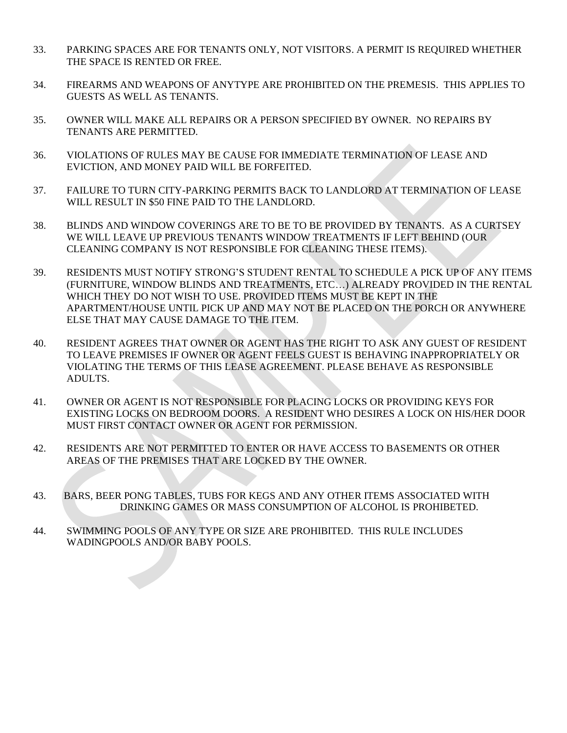33. PARKING SPACES ARE FOR TENANTS ONLY, NOT VISITORS. A PERMIT IS REQUIRED WHETHER THE SPACE IS RENTED OR FREE.

34. FIREARMS AND WEAPONS OF ANYTYPE ARE PROHIBITED ON THE PREMESIS. THIS APPLIES TO GUESTS AS WELL AS TENANTS.

35. OWNER WILL MAKE ALL REPAIRS OR A PERSON SPECIFIED BY OWNER. NO REPAIRS BY TENANTS ARE PERMITTED.

36. VIOLATIONS OF RULES MAY BE CAUSE FOR IMMEDIATE TERMINATION OF LEASE AND EVICTION, AND MONEY PAID WILL BE FORFEITED.

37. FAILURE TO TURN CITY-PARKING PERMITS BACK TO LANDLORD AT TERMINATION OF LEASE WILL RESULT IN $50 FINE PAID TO THE LANDLORD.

38. BLINDS AND WINDOW COVERINGS ARE TO BE TO BE PROVIDED BY TENANTS. AS A CURTSEY WE WILL LEAVE UP PREVIOUS TENANTS WINDOW TREATMENTS IF LEFT BEHIND (OUR CLEANING COMPANY IS NOT RESPONSIBLE FOR CLEANING THESE ITEMS).

39. RESIDENTS MUST NOTIFY STRONG'S STUDENT RENTAL TO SCHEDULE A PICK UP OF ANY ITEMS (FURNITURE, WINDOW BLINDS AND TREATMENTS, ETC…) ALREADY PROVIDED IN THE RENTAL WHICH THEY DO NOT WISH TO USE. PROVIDED ITEMS MUST BE KEPT IN THE APARTMENT/HOUSE UNTIL PICK UP AND MAY NOT BE PLACED ON THE PORCH OR ANYWHERE ELSE THAT MAY CAUSE DAMAGE TO THE ITEM.

40. RESIDENT AGREES THAT OWNER OR AGENT HAS THE RIGHT TO ASK ANY GUEST OF RESIDENT TO LEAVE PREMISES IF OWNER OR AGENT FEELS GUEST IS BEHAVING INAPPROPRIATELY OR VIOLATING THE TERMS OF THIS LEASE AGREEMENT. PLEASE BEHAVE AS RESPONSIBLE ADULTS.

41. OWNER OR AGENT IS NOT RESPONSIBLE FOR PLACING LOCKS OR PROVIDING KEYS FOR EXISTING LOCKS ON BEDROOM DOORS. A RESIDENT WHO DESIRES A LOCK ON HIS/HER DOOR MUST FIRST CONTACT OWNER OR AGENT FOR PERMISSION.

42. RESIDENTS ARE NOT PERMITTED TO ENTER OR HAVE ACCESS TO BASEMENTS OR OTHER AREAS OF THE PREMISES THAT ARE LOCKED BY THE OWNER.

43. BARS, BEER PONG TABLES, TUBS FOR KEGS AND ANY OTHER ITEMS ASSOCIATED WITH DRINKING GAMES OR MASS CONSUMPTION OF ALCOHOL IS PROHIBETED.

44. SWIMMING POOLS OF ANY TYPE OR SIZE ARE PROHIBITED. THIS RULE INCLUDES WADINGPOOLS AND/OR BABY POOLS.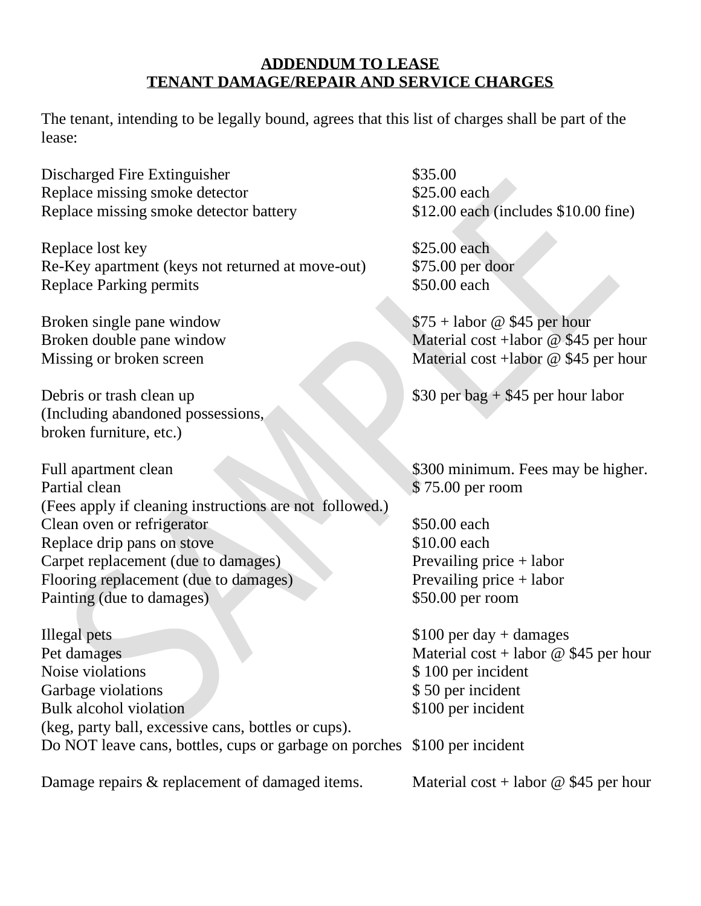**ADDENDUM TO LEASE**
**TENANT DAMAGE/REPAIR AND SERVICE CHARGES**

The tenant, intending to be legally bound, agrees that this list of charges shall be part of the lease:

| Item | Charge |
|---|---|
| Discharged Fire Extinguisher | $35.00 |
| Replace missing smoke detector | $25.00 each |
| Replace missing smoke detector battery | $12.00 each (includes $10.00 fine) |
| | |
| Replace lost key | $25.00 each |
| Re-Key apartment (keys not returned at move-out) | $75.00 per door |
| Replace Parking permits | $50.00 each |
| | |
| Broken single pane window | $75 + labor @ $45 per hour |
| Broken double pane window | Material cost +labor @ $45 per hour |
| Missing or broken screen | Material cost +labor @ $45 per hour |
| | |
| Debris or trash clean up (Including abandoned possessions, broken furniture, etc.) | $30 per bag + $45 per hour labor |
| | |
| Full apartment clean | $300 minimum. Fees may be higher. |
| Partial clean (Fees apply if cleaning instructions are not followed.) | $ 75.00 per room |
| Clean oven or refrigerator | $50.00 each |
| Replace drip pans on stove | $10.00 each |
| Carpet replacement (due to damages) | Prevailing price + labor |
| Flooring replacement (due to damages) | Prevailing price + labor |
| Painting (due to damages) | $50.00 per room |
| | |
| Illegal pets | $100 per day + damages |
| Pet damages | Material cost + labor @ $45 per hour |
| Noise violations | $ 100 per incident |
| Garbage violations | $ 50 per incident |
| Bulk alcohol violation (keg, party ball, excessive cans, bottles or cups). | $100 per incident |
| Do NOT leave cans, bottles, cups or garbage on porches | $100 per incident |
| | |
| Damage repairs & replacement of damaged items. | Material cost + labor @ $45 per hour |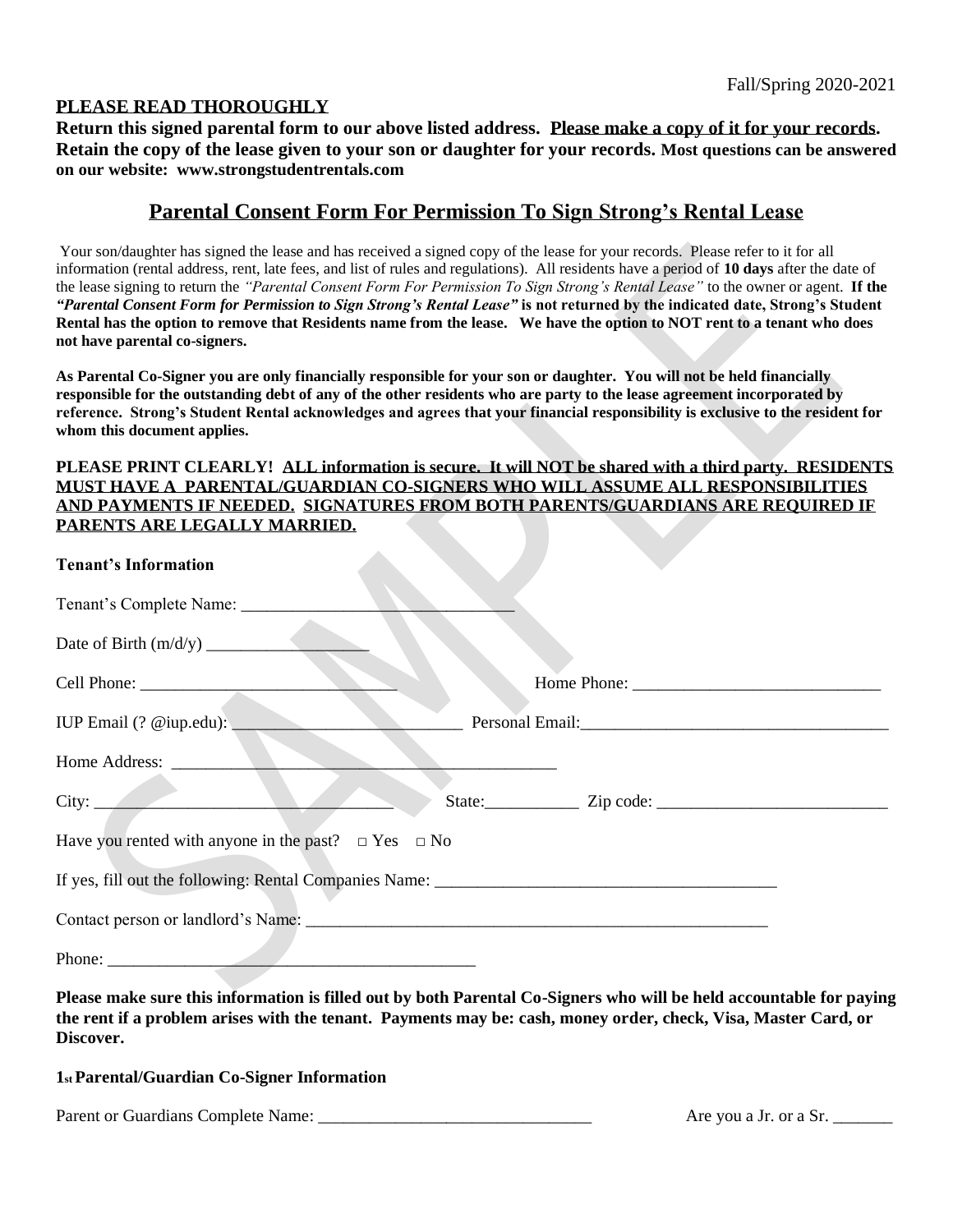Fall/Spring 2020-2021

**PLEASE READ THOROUGHLY**

**Return this signed parental form to our above listed address. Please make a copy of it for your records. Retain the copy of the lease given to your son or daughter for your records. Most questions can be answered on our website: www.strongstudentrentals.com**

## Parental Consent Form For Permission To Sign Strong's Rental Lease

Your son/daughter has signed the lease and has received a signed copy of the lease for your records. Please refer to it for all information (rental address, rent, late fees, and list of rules and regulations). All residents have a period of **10 days** after the date of the lease signing to return the *"Parental Consent Form For Permission To Sign Strong's Rental Lease"* to the owner or agent. **If the *"Parental Consent Form for Permission to Sign Strong's Rental Lease"* is not returned by the indicated date, Strong's Student Rental has the option to remove that Residents name from the lease. We have the option to NOT rent to a tenant who does not have parental co-signers.**

**As Parental Co-Signer you are only financially responsible for your son or daughter. You will not be held financially responsible for the outstanding debt of any of the other residents who are party to the lease agreement incorporated by reference. Strong's Student Rental acknowledges and agrees that your financial responsibility is exclusive to the resident for whom this document applies.**

**PLEASE PRINT CLEARLY! ALL information is secure. It will NOT be shared with a third party. RESIDENTS MUST HAVE A PARENTAL/GUARDIAN CO-SIGNERS WHO WILL ASSUME ALL RESPONSIBILITIES AND PAYMENTS IF NEEDED. SIGNATURES FROM BOTH PARENTS/GUARDIANS ARE REQUIRED IF PARENTS ARE LEGALLY MARRIED.**

**Tenant's Information**

Tenant's Complete Name: _______________________________

Date of Birth (m/d/y) ___________________

Cell Phone: ______________________________ Home Phone: _____________________________

IUP Email (? @iup.edu): ___________________________ Personal Email:____________________________________

Home Address: _______________________________________________

City: ___________________________________ State:___________ Zip code: ___________________________

Have you rented with anyone in the past? □ Yes □ No

If yes, fill out the following: Rental Companies Name: ________________________________________

Contact person or landlord's Name: ________________________________________________________

Phone: ____________________________________________

**Please make sure this information is filled out by both Parental Co-Signers who will be held accountable for paying the rent if a problem arises with the tenant. Payments may be: cash, money order, check, Visa, Master Card, or Discover.**

**1st Parental/Guardian Co-Signer Information**

Parent or Guardians Complete Name: ________________________________ Are you a Jr. or a Sr. _______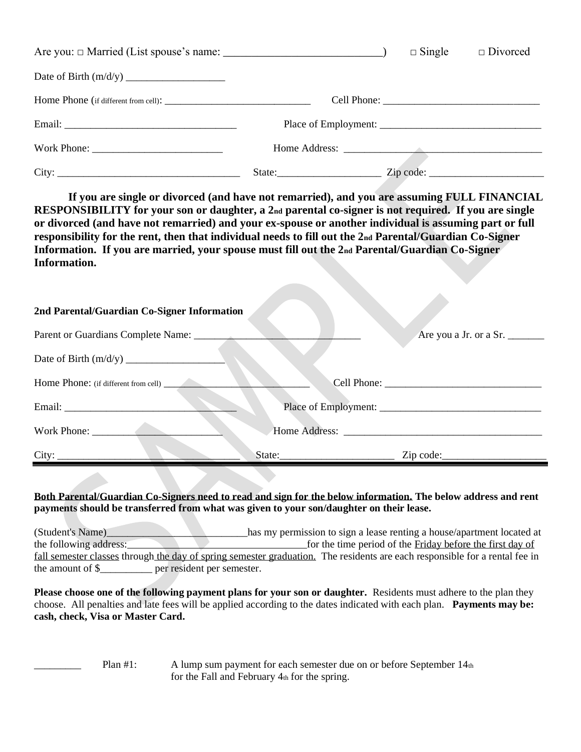Are you: □ Married (List spouse's name: ____________________________) □ Single □ Divorced

Date of Birth (m/d/y) __________________

Home Phone (if different from cell): ____________________________ Cell Phone: _____________________________

Email: _________________________________ Place of Employment: ______________________________

Work Phone: ________________________ Home Address: _____________________________________

City: __________________________________ State:___________________ Zip code: _____________________

**If you are single or divorced (and have not remarried), and you are assuming FULL FINANCIAL RESPONSIBILITY for your son or daughter, a 2nd parental co-signer is not required. If you are single or divorced (and have not remarried) and your ex-spouse or another individual is assuming part or full responsibility for the rent, then that individual needs to fill out the 2nd Parental/Guardian Co-Signer Information. If you are married, your spouse must fill out the 2nd Parental/Guardian Co-Signer Information.**

**2nd Parental/Guardian Co-Signer Information**

Parent or Guardians Complete Name: _______________________________ Are you a Jr. or a Sr. _______

Date of Birth (m/d/y) __________________

Home Phone: (if different from cell) ___________________________ Cell Phone: _____________________________

Email: _________________________________ Place of Employment: ______________________________

Work Phone: ________________________ Home Address: _____________________________________

City: __________________________________ State:_____________________ Zip code:___________________

**<u>Both Parental/Guardian Co-Signers need to read and sign for the below information.</u> The below address and rent payments should be transferred from what was given to your son/daughter on their lease.**

(Student's Name)__________________________has my permission to sign a lease renting a house/apartment located at the following address:__________________________________for the time period of the <u>Friday before the first day of fall semester classes</u> through <u>the day of spring semester graduation.</u> The residents are each responsible for a rental fee in the amount of $__________ per resident per semester.

**Please choose one of the following payment plans for your son or daughter.** Residents must adhere to the plan they choose. All penalties and late fees will be applied according to the dates indicated with each plan. **Payments may be: cash, check, Visa or Master Card.**

_________ Plan #1: A lump sum payment for each semester due on or before September 14th for the Fall and February 4th for the spring.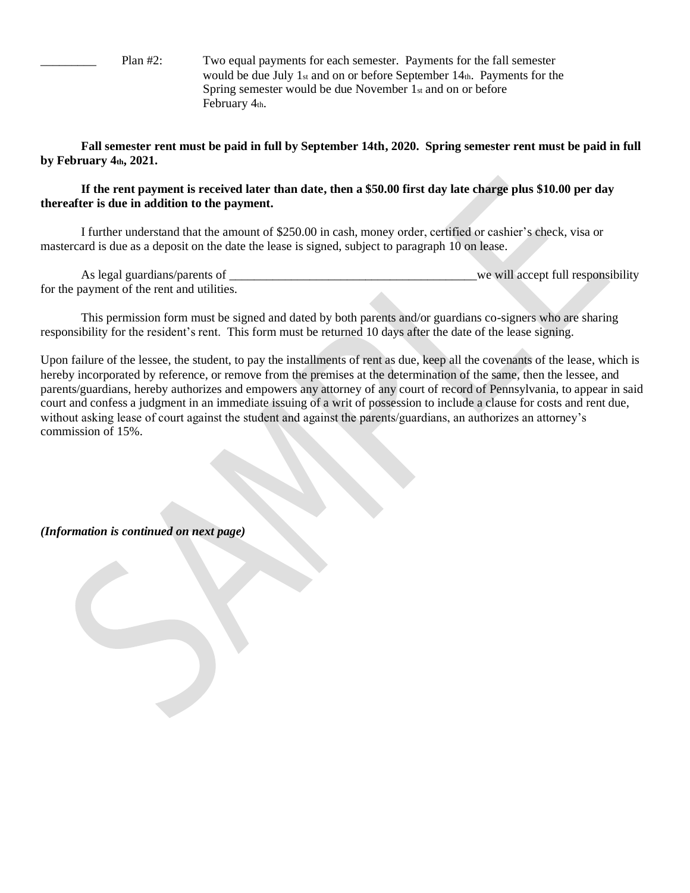_________ Plan #2: Two equal payments for each semester. Payments for the fall semester would be due July 1st and on or before September 14th. Payments for the Spring semester would be due November 1st and on or before February 4th.

**Fall semester rent must be paid in full by September 14th, 2020. Spring semester rent must be paid in full by February 4th, 2021.**

**If the rent payment is received later than date, then a $50.00 first day late charge plus $10.00 per day thereafter is due in addition to the payment.**

I further understand that the amount of $250.00 in cash, money order, certified or cashier's check, visa or mastercard is due as a deposit on the date the lease is signed, subject to paragraph 10 on lease.

As legal guardians/parents of ________________________________________we will accept full responsibility for the payment of the rent and utilities.

This permission form must be signed and dated by both parents and/or guardians co-signers who are sharing responsibility for the resident's rent. This form must be returned 10 days after the date of the lease signing.

Upon failure of the lessee, the student, to pay the installments of rent as due, keep all the covenants of the lease, which is hereby incorporated by reference, or remove from the premises at the determination of the same, then the lessee, and parents/guardians, hereby authorizes and empowers any attorney of any court of record of Pennsylvania, to appear in said court and confess a judgment in an immediate issuing of a writ of possession to include a clause for costs and rent due, without asking lease of court against the student and against the parents/guardians, an authorizes an attorney's commission of 15%.

***(Information is continued on next page)***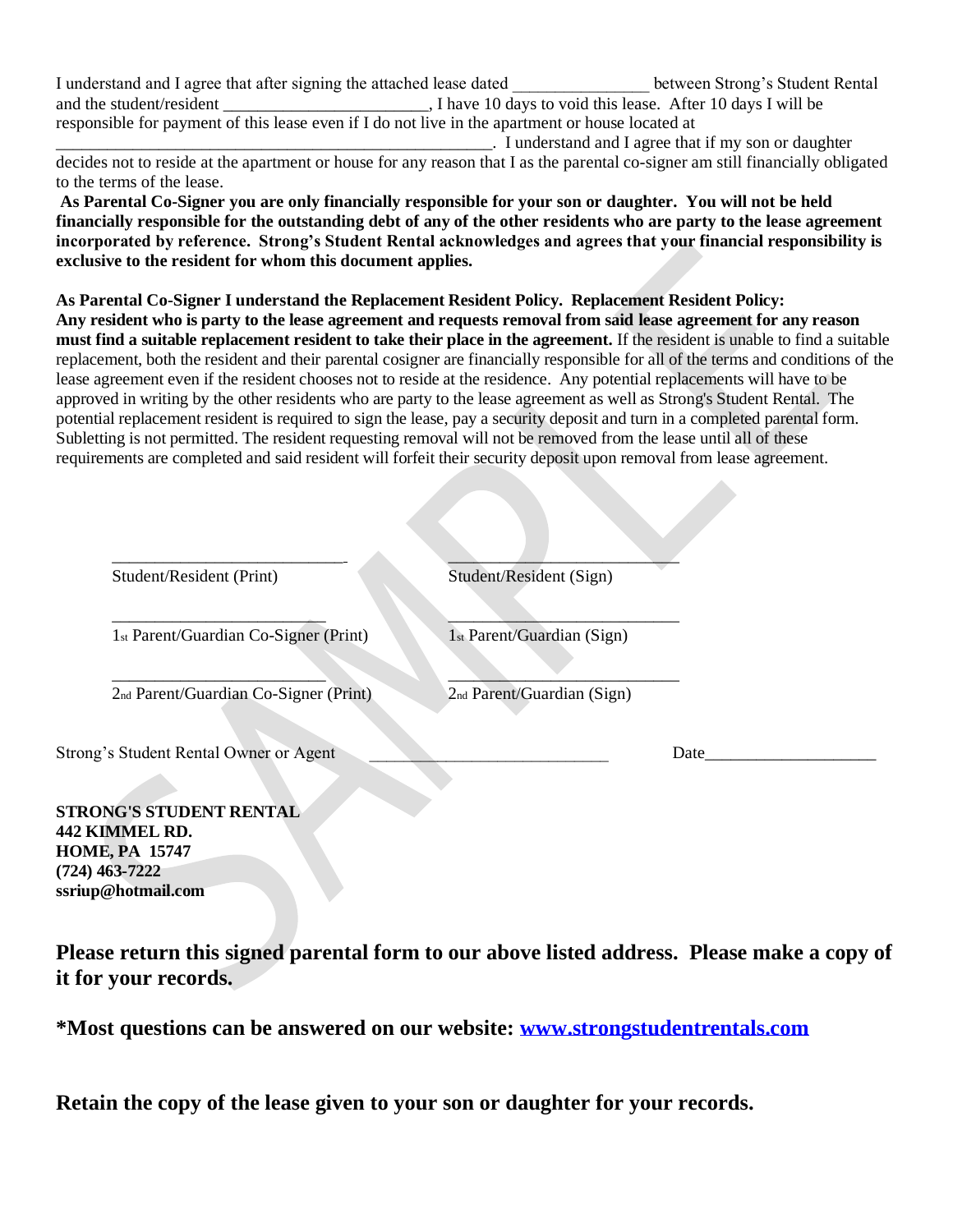I understand and I agree that after signing the attached lease dated _______________ between Strong's Student Rental and the student/resident _______________________, I have 10 days to void this lease. After 10 days I will be responsible for payment of this lease even if I do not live in the apartment or house located at ___________________________________________________. I understand and I agree that if my son or daughter decides not to reside at the apartment or house for any reason that I as the parental co-signer am still financially obligated to the terms of the lease.

**As Parental Co-Signer you are only financially responsible for your son or daughter. You will not be held financially responsible for the outstanding debt of any of the other residents who are party to the lease agreement incorporated by reference. Strong's Student Rental acknowledges and agrees that your financial responsibility is exclusive to the resident for whom this document applies.**

**As Parental Co-Signer I understand the Replacement Resident Policy. Replacement Resident Policy: Any resident who is party to the lease agreement and requests removal from said lease agreement for any reason must find a suitable replacement resident to take their place in the agreement.** If the resident is unable to find a suitable replacement, both the resident and their parental cosigner are financially responsible for all of the terms and conditions of the lease agreement even if the resident chooses not to reside at the residence. Any potential replacements will have to be approved in writing by the other residents who are party to the lease agreement as well as Strong's Student Rental. The potential replacement resident is required to sign the lease, pay a security deposit and turn in a completed parental form. Subletting is not permitted. The resident requesting removal will not be removed from the lease until all of these requirements are completed and said resident will forfeit their security deposit upon removal from lease agreement.

| | |
|---|---|
| ___________________________ | ___________________________ |
| Student/Resident (Print) | Student/Resident (Sign) |
| ___________________________ | ___________________________ |
| 1st Parent/Guardian Co-Signer (Print) | 1st Parent/Guardian (Sign) |
| ___________________________ | ___________________________ |
| 2nd Parent/Guardian Co-Signer (Print) | 2nd Parent/Guardian (Sign) |

Strong's Student Rental Owner or Agent ___________________________ Date___________________

**STRONG'S STUDENT RENTAL**
**442 KIMMEL RD.**
**HOME, PA 15747**
**(724) 463-7222**
**ssriup@hotmail.com**

**Please return this signed parental form to our above listed address. Please make a copy of it for your records.**

***Most questions can be answered on our website: [www.strongstudentrentals.com](http://www.strongstudentrentals.com)**

**Retain the copy of the lease given to your son or daughter for your records.**